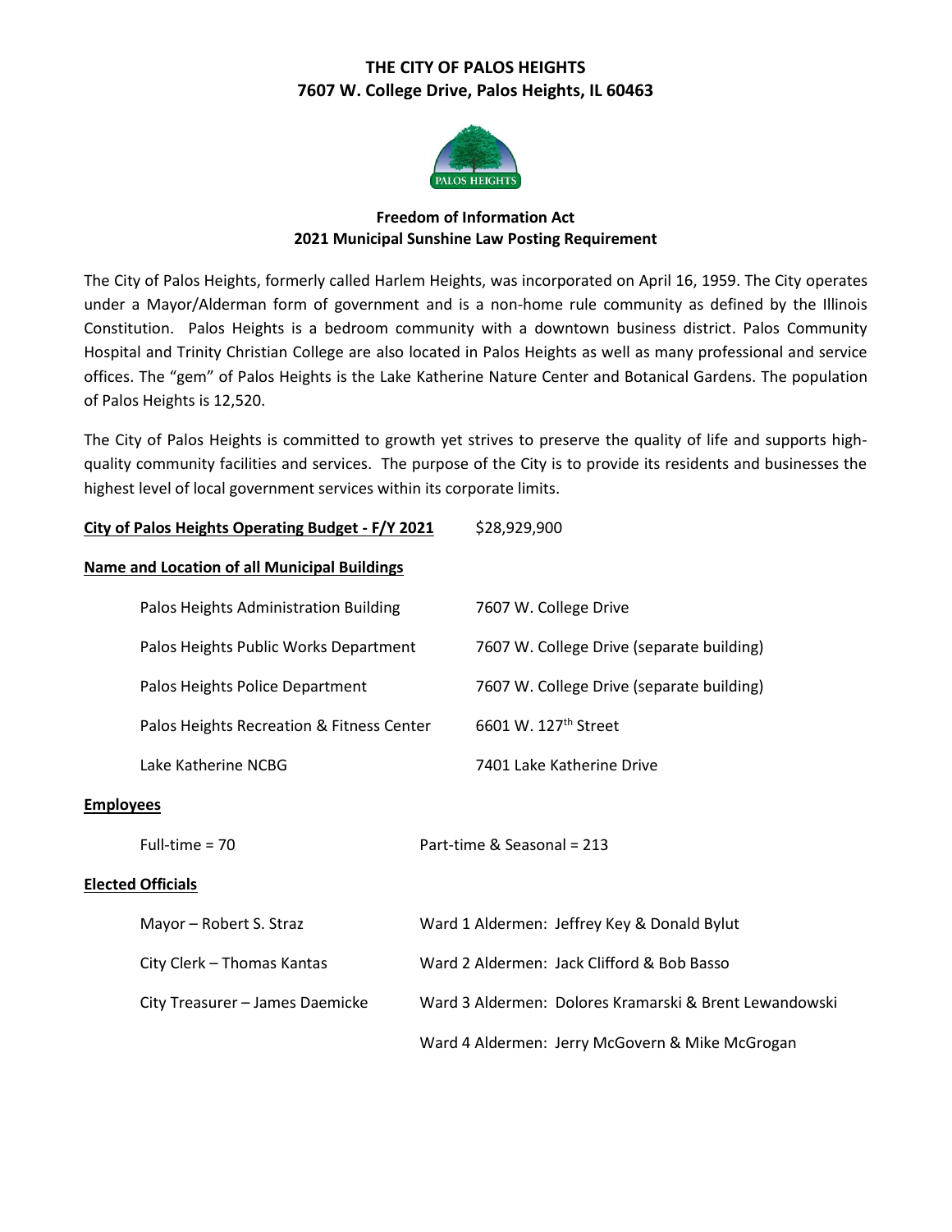# THE CITY OF PALOS HEIGHTS
## 7607 W. College Drive, Palos Heights, IL 60463

### Freedom of Information Act
### 2021 Municipal Sunshine Law Posting Requirement

The City of Palos Heights, formerly called Harlem Heights, was incorporated on April 16, 1959. The City operates under a Mayor/Alderman form of government and is a non-home rule community as defined by the Illinois Constitution. Palos Heights is a bedroom community with a downtown business district. Palos Community Hospital and Trinity Christian College are also located in Palos Heights as well as many professional and service offices. The "gem" of Palos Heights is the Lake Katherine Nature Center and Botanical Gardens. The population of Palos Heights is 12,520.

The City of Palos Heights is committed to growth yet strives to preserve the quality of life and supports high-quality community facilities and services. The purpose of the City is to provide its residents and businesses the highest level of local government services within its corporate limits.

**City of Palos Heights Operating Budget - F/Y 2021** $28,929,900

**Name and Location of all Municipal Buildings**

| Building | Location |
|---|---|
| Palos Heights Administration Building | 7607 W. College Drive |
| Palos Heights Public Works Department | 7607 W. College Drive (separate building) |
| Palos Heights Police Department | 7607 W. College Drive (separate building) |
| Palos Heights Recreation & Fitness Center | 6601 W. 127th Street |
| Lake Katherine NCBG | 7401 Lake Katherine Drive |

**Employees**

Full-time = 70

Part-time & Seasonal = 213

**Elected Officials**

Mayor – Robert S. Straz

City Clerk – Thomas Kantas

City Treasurer – James Daemicke

Ward 1 Aldermen: Jeffrey Key & Donald Bylut

Ward 2 Aldermen: Jack Clifford & Bob Basso

Ward 3 Aldermen: Dolores Kramarski & Brent Lewandowski

Ward 4 Aldermen: Jerry McGovern & Mike McGrogan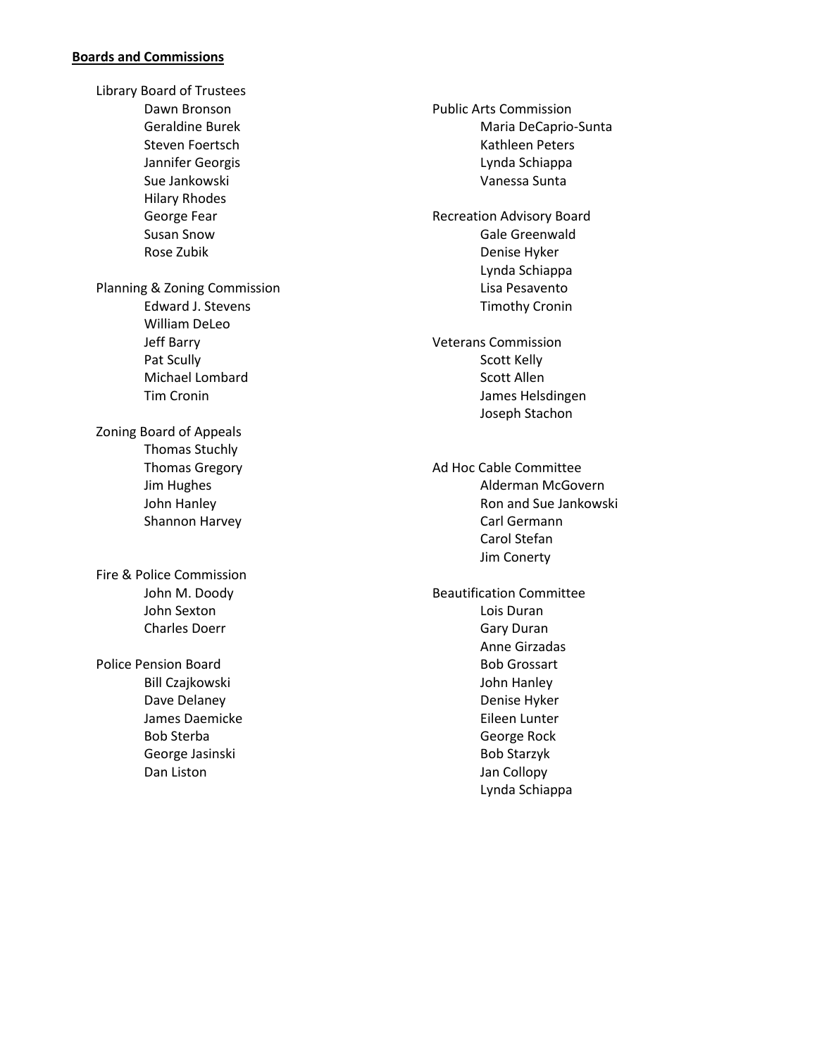**Boards and Commissions**

Library Board of Trustees
- Dawn Bronson
- Geraldine Burek
- Steven Foertsch
- Jannifer Georgis
- Sue Jankowski
- Hilary Rhodes
- George Fear
- Susan Snow
- Rose Zubik

Planning & Zoning Commission
- Edward J. Stevens
- William DeLeo
- Jeff Barry
- Pat Scully
- Michael Lombard
- Tim Cronin

Zoning Board of Appeals
- Thomas Stuchly
- Thomas Gregory
- Jim Hughes
- John Hanley
- Shannon Harvey

Fire & Police Commission
- John M. Doody
- John Sexton
- Charles Doerr

Police Pension Board
- Bill Czajkowski
- Dave Delaney
- James Daemicke
- Bob Sterba
- George Jasinski
- Dan Liston

Public Arts Commission
- Maria DeCaprio-Sunta
- Kathleen Peters
- Lynda Schiappa
- Vanessa Sunta

Recreation Advisory Board
- Gale Greenwald
- Denise Hyker
- Lynda Schiappa
- Lisa Pesavento
- Timothy Cronin

Veterans Commission
- Scott Kelly
- Scott Allen
- James Helsdingen
- Joseph Stachon

Ad Hoc Cable Committee
- Alderman McGovern
- Ron and Sue Jankowski
- Carl Germann
- Carol Stefan
- Jim Conerty

Beautification Committee
- Lois Duran
- Gary Duran
- Anne Girzadas
- Bob Grossart
- John Hanley
- Denise Hyker
- Eileen Lunter
- George Rock
- Bob Starzyk
- Jan Collopy
- Lynda Schiappa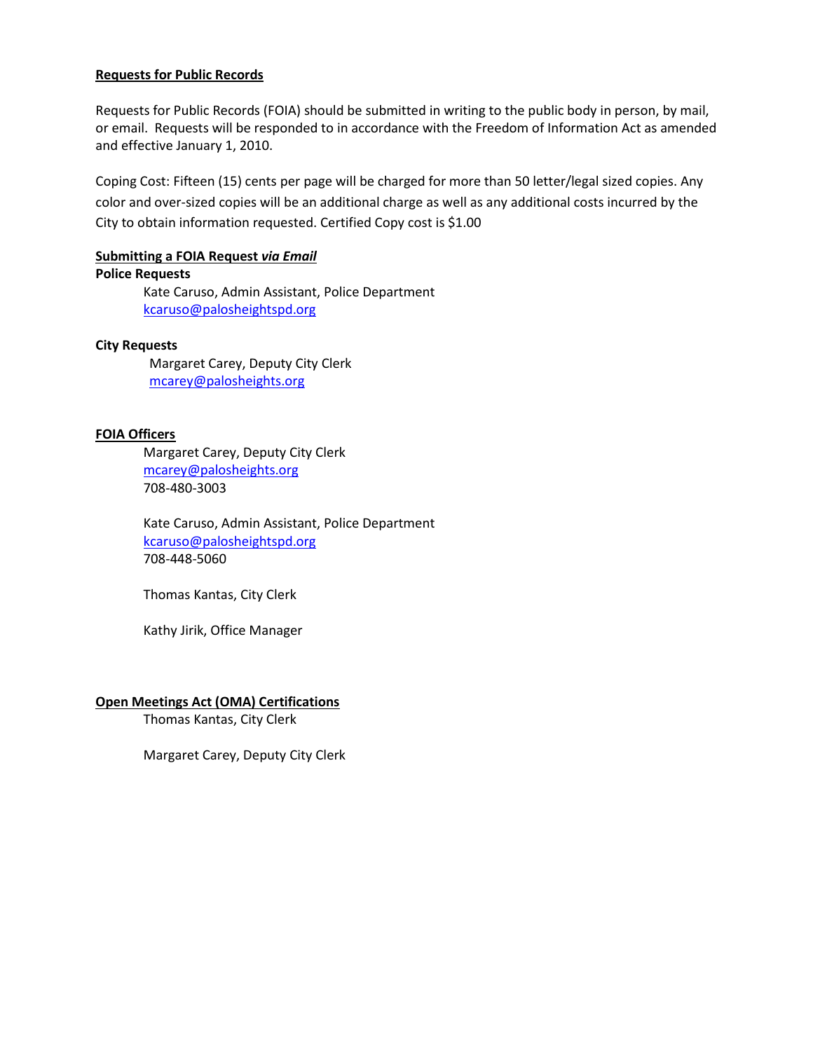**Requests for Public Records**

Requests for Public Records (FOIA) should be submitted in writing to the public body in person, by mail, or email. Requests will be responded to in accordance with the Freedom of Information Act as amended and effective January 1, 2010.

Coping Cost: Fifteen (15) cents per page will be charged for more than 50 letter/legal sized copies. Any color and over-sized copies will be an additional charge as well as any additional costs incurred by the City to obtain information requested. Certified Copy cost is $1.00

**Submitting a FOIA Request *via Email***

**Police Requests**

Kate Caruso, Admin Assistant, Police Department
kcaruso@palosheightspd.org

**City Requests**

Margaret Carey, Deputy City Clerk
mcarey@palosheights.org

**FOIA Officers**

Margaret Carey, Deputy City Clerk
mcarey@palosheights.org
708-480-3003

Kate Caruso, Admin Assistant, Police Department
kcaruso@palosheightspd.org
708-448-5060

Thomas Kantas, City Clerk

Kathy Jirik, Office Manager

**Open Meetings Act (OMA) Certifications**

Thomas Kantas, City Clerk

Margaret Carey, Deputy City Clerk